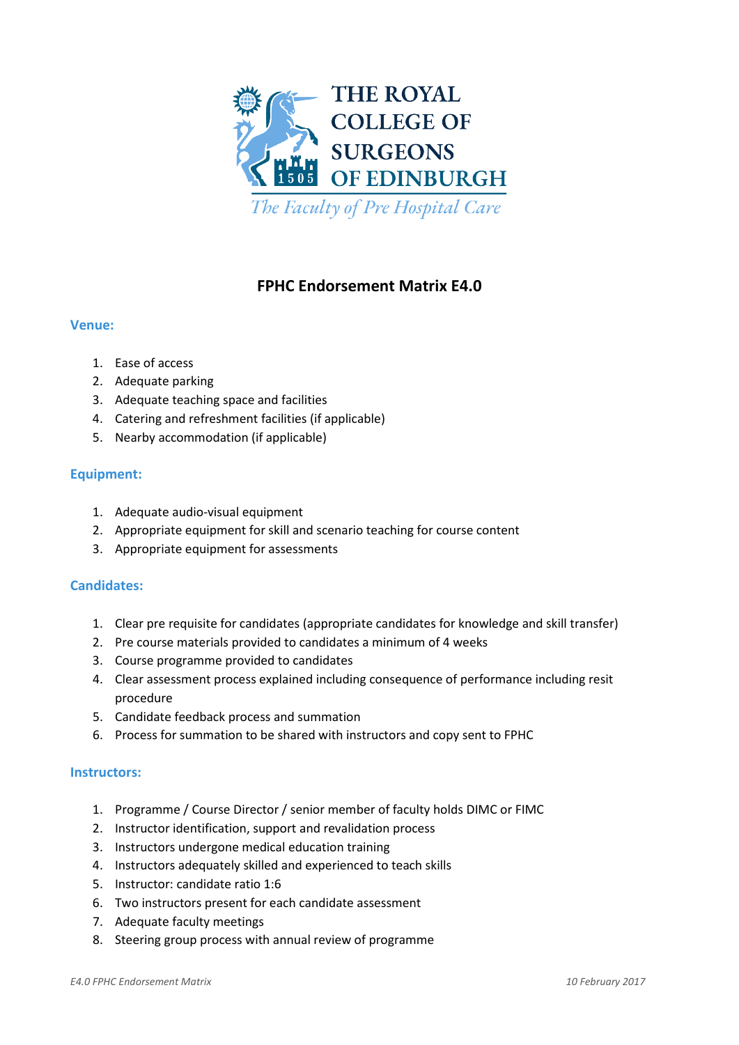THE ROYAL COLLEGE OF SURGEONS OF EDINBURGH

*The Faculty of Pre Hospital Care*

# FPHC Endorsement Matrix E4.0

## Venue:

1. Ease of access
2. Adequate parking
3. Adequate teaching space and facilities
4. Catering and refreshment facilities (if applicable)
5. Nearby accommodation (if applicable)

## Equipment:

1. Adequate audio-visual equipment
2. Appropriate equipment for skill and scenario teaching for course content
3. Appropriate equipment for assessments

## Candidates:

1. Clear pre requisite for candidates (appropriate candidates for knowledge and skill transfer)
2. Pre course materials provided to candidates a minimum of 4 weeks
3. Course programme provided to candidates
4. Clear assessment process explained including consequence of performance including resit procedure
5. Candidate feedback process and summation
6. Process for summation to be shared with instructors and copy sent to FPHC

## Instructors:

1. Programme / Course Director / senior member of faculty holds DIMC or FIMC
2. Instructor identification, support and revalidation process
3. Instructors undergone medical education training
4. Instructors adequately skilled and experienced to teach skills
5. Instructor: candidate ratio 1:6
6. Two instructors present for each candidate assessment
7. Adequate faculty meetings
8. Steering group process with annual review of programme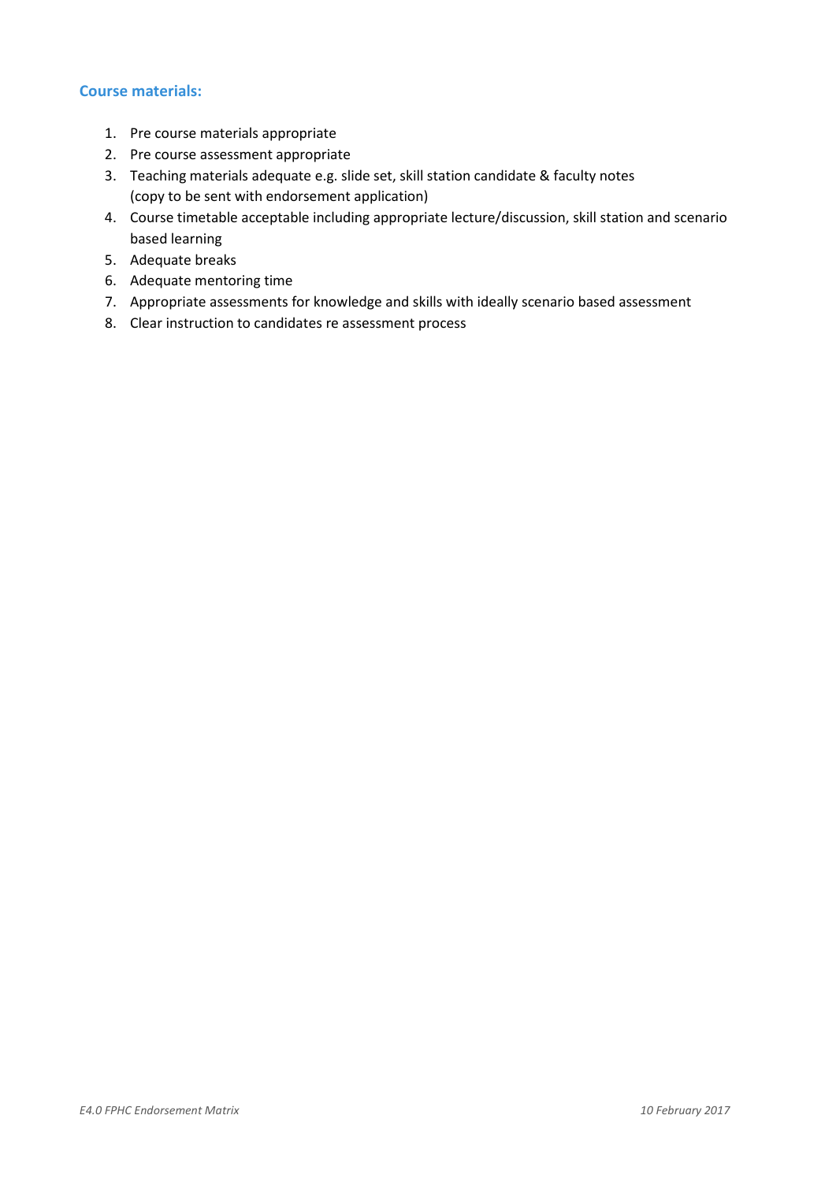### Course materials:

1. Pre course materials appropriate
2. Pre course assessment appropriate
3. Teaching materials adequate e.g. slide set, skill station candidate & faculty notes (copy to be sent with endorsement application)
4. Course timetable acceptable including appropriate lecture/discussion, skill station and scenario based learning
5. Adequate breaks
6. Adequate mentoring time
7. Appropriate assessments for knowledge and skills with ideally scenario based assessment
8. Clear instruction to candidates re assessment process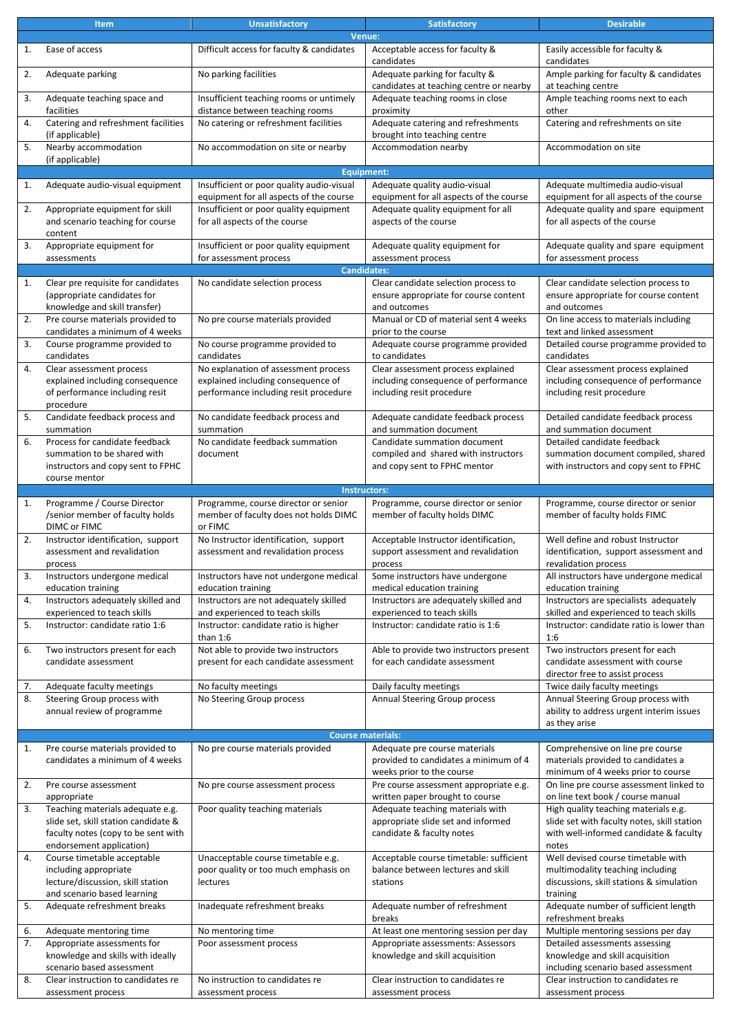| Item | | Unsatisfactory | Satisfactory | Desirable |
|---|---|---|---|---|
| **Venue:** | | | | |
| 1. | Ease of access | Difficult access for faculty & candidates | Acceptable access for faculty & candidates | Easily accessible for faculty & candidates |
| 2. | Adequate parking | No parking facilities | Adequate parking for faculty & candidates at teaching centre or nearby | Ample parking for faculty & candidates at teaching centre |
| 3. | Adequate teaching space and facilities | Insufficient teaching rooms or untimely distance between teaching rooms | Adequate teaching rooms in close proximity | Ample teaching rooms next to each other |
| 4. | Catering and refreshment facilities (if applicable) | No catering or refreshment facilities | Adequate catering and refreshments brought into teaching centre | Catering and refreshments on site |
| 5. | Nearby accommodation (if applicable) | No accommodation on site or nearby | Accommodation nearby | Accommodation on site |
| **Equipment:** | | | | |
| 1. | Adequate audio-visual equipment | Insufficient or poor quality audio-visual equipment for all aspects of the course | Adequate quality audio-visual equipment for all aspects of the course | Adequate multimedia audio-visual equipment for all aspects of the course |
| 2. | Appropriate equipment for skill and scenario teaching for course content | Insufficient or poor quality equipment for all aspects of the course | Adequate quality equipment for all aspects of the course | Adequate quality and spare equipment for all aspects of the course |
| 3. | Appropriate equipment for assessments | Insufficient or poor quality equipment for assessment process | Adequate quality equipment for assessment process | Adequate quality and spare equipment for assessment process |
| **Candidates:** | | | | |
| 1. | Clear pre requisite for candidates (appropriate candidates for knowledge and skill transfer) | No candidate selection process | Clear candidate selection process to ensure appropriate for course content and outcomes | Clear candidate selection process to ensure appropriate for course content and outcomes |
| 2. | Pre course materials provided to candidates a minimum of 4 weeks | No pre course materials provided | Manual or CD of material sent 4 weeks prior to the course | On line access to materials including text and linked assessment |
| 3. | Course programme provided to candidates | No course programme provided to candidates | Adequate course programme provided to candidates | Detailed course programme provided to candidates |
| 4. | Clear assessment process explained including consequence of performance including resit procedure | No explanation of assessment process explained including consequence of performance including resit procedure | Clear assessment process explained including consequence of performance including resit procedure | Clear assessment process explained including consequence of performance including resit procedure |
| 5. | Candidate feedback process and summation | No candidate feedback process and summation | Adequate candidate feedback process and summation document | Detailed candidate feedback process and summation document |
| 6. | Process for candidate feedback summation to be shared with instructors and copy sent to FPHC course mentor | No candidate feedback summation document | Candidate summation document compiled and shared with instructors and copy sent to FPHC mentor | Detailed candidate feedback summation document compiled, shared with instructors and copy sent to FPHC |
| **Instructors:** | | | | |
| 1. | Programme / Course Director /senior member of faculty holds DIMC or FIMC | Programme, course director or senior member of faculty does not holds DIMC or FIMC | Programme, course director or senior member of faculty holds DIMC | Programme, course director or senior member of faculty holds FIMC |
| 2. | Instructor identification, support assessment and revalidation process | No Instructor identification, support assessment and revalidation process | Acceptable Instructor identification, support assessment and revalidation process | Well define and robust Instructor identification, support assessment and revalidation process |
| 3. | Instructors undergone medical education training | Instructors have not undergone medical education training | Some instructors have undergone medical education training | All instructors have undergone medical education training |
| 4. | Instructors adequately skilled and experienced to teach skills | Instructors are not adequately skilled and experienced to teach skills | Instructors are adequately skilled and experienced to teach skills | Instructors are specialists adequately skilled and experienced to teach skills |
| 5. | Instructor: candidate ratio 1:6 | Instructor: candidate ratio is higher than 1:6 | Instructor: candidate ratio is 1:6 | Instructor: candidate ratio is lower than 1:6 |
| 6. | Two instructors present for each candidate assessment | Not able to provide two instructors present for each candidate assessment | Able to provide two instructors present for each candidate assessment | Two instructors present for each candidate assessment with course director free to assist process |
| 7. | Adequate faculty meetings | No faculty meetings | Daily faculty meetings | Twice daily faculty meetings |
| 8. | Steering Group process with annual review of programme | No Steering Group process | Annual Steering Group process | Annual Steering Group process with ability to address urgent interim issues as they arise |
| **Course materials:** | | | | |
| 1. | Pre course materials provided to candidates a minimum of 4 weeks | No pre course materials provided | Adequate pre course materials provided to candidates a minimum of 4 weeks prior to the course | Comprehensive on line pre course materials provided to candidates a minimum of 4 weeks prior to course |
| 2. | Pre course assessment appropriate | No pre course assessment process | Pre course assessment appropriate e.g. written paper brought to course | On line pre course assessment linked to on line text book / course manual |
| 3. | Teaching materials adequate e.g. slide set, skill station candidate & faculty notes (copy to be sent with endorsement application) | Poor quality teaching materials | Adequate teaching materials with appropriate slide set and informed candidate & faculty notes | High quality teaching materials e.g. slide set with faculty notes, skill station with well-informed candidate & faculty notes |
| 4. | Course timetable acceptable including appropriate lecture/discussion, skill station and scenario based learning | Unacceptable course timetable e.g. poor quality or too much emphasis on lectures | Acceptable course timetable: sufficient balance between lectures and skill stations | Well devised course timetable with multimodality teaching including discussions, skill stations & simulation training |
| 5. | Adequate refreshment breaks | Inadequate refreshment breaks | Adequate number of refreshment breaks | Adequate number of sufficient length refreshment breaks |
| 6. | Adequate mentoring time | No mentoring time | At least one mentoring session per day | Multiple mentoring sessions per day |
| 7. | Appropriate assessments for knowledge and skills with ideally scenario based assessment | Poor assessment process | Appropriate assessments: Assessors knowledge and skill acquisition | Detailed assessments assessing knowledge and skill acquisition including scenario based assessment |
| 8. | Clear instruction to candidates re assessment process | No instruction to candidates re assessment process | Clear instruction to candidates re assessment process | Clear instruction to candidates re assessment process |